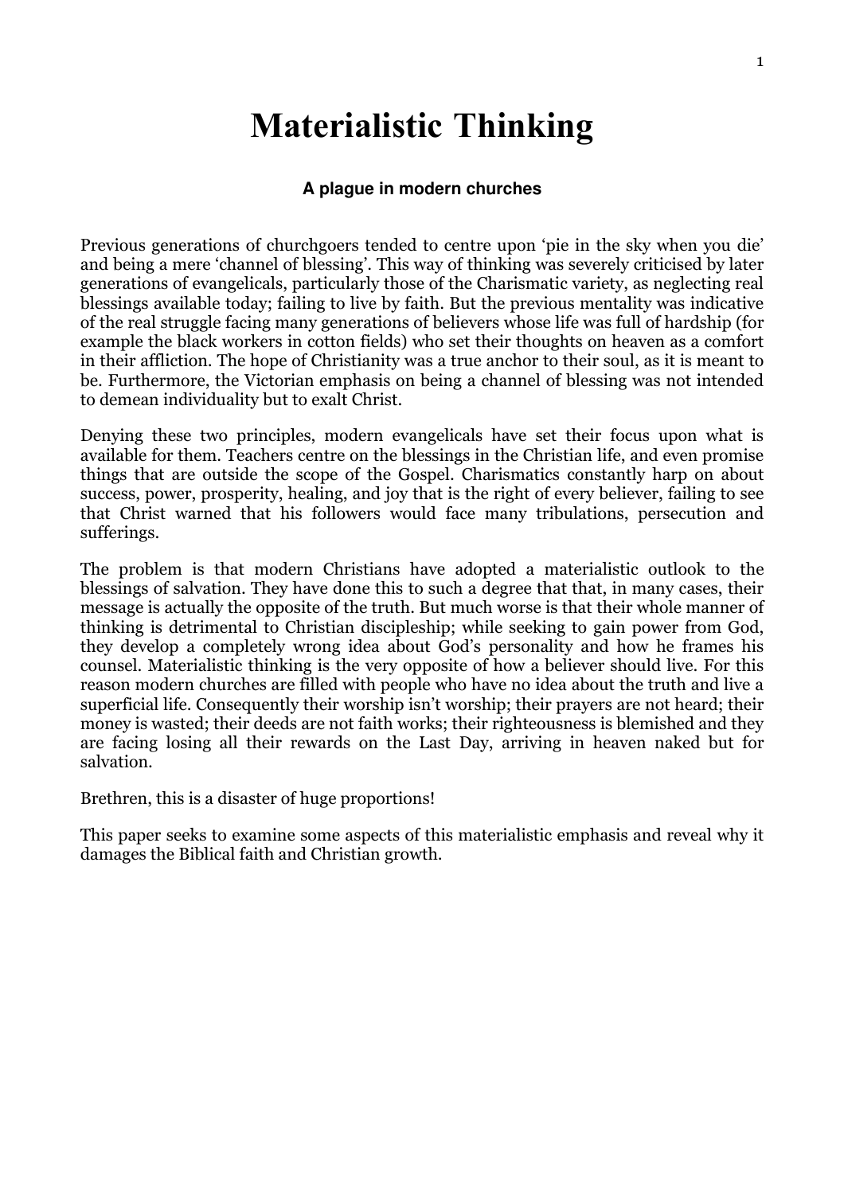# Materialistic Thinking

### A plague in modern churches

Previous generations of churchgoers tended to centre upon 'pie in the sky when you die' and being a mere 'channel of blessing'. This way of thinking was severely criticised by later generations of evangelicals, particularly those of the Charismatic variety, as neglecting real blessings available today; failing to live by faith. But the previous mentality was indicative of the real struggle facing many generations of believers whose life was full of hardship (for example the black workers in cotton fields) who set their thoughts on heaven as a comfort in their affliction. The hope of Christianity was a true anchor to their soul, as it is meant to be. Furthermore, the Victorian emphasis on being a channel of blessing was not intended to demean individuality but to exalt Christ.

Denying these two principles, modern evangelicals have set their focus upon what is available for them. Teachers centre on the blessings in the Christian life, and even promise things that are outside the scope of the Gospel. Charismatics constantly harp on about success, power, prosperity, healing, and joy that is the right of every believer, failing to see that Christ warned that his followers would face many tribulations, persecution and sufferings.

The problem is that modern Christians have adopted a materialistic outlook to the blessings of salvation. They have done this to such a degree that that, in many cases, their message is actually the opposite of the truth. But much worse is that their whole manner of thinking is detrimental to Christian discipleship; while seeking to gain power from God, they develop a completely wrong idea about God's personality and how he frames his counsel. Materialistic thinking is the very opposite of how a believer should live. For this reason modern churches are filled with people who have no idea about the truth and live a superficial life. Consequently their worship isn't worship; their prayers are not heard; their money is wasted; their deeds are not faith works; their righteousness is blemished and they are facing losing all their rewards on the Last Day, arriving in heaven naked but for salvation.

Brethren, this is a disaster of huge proportions!

This paper seeks to examine some aspects of this materialistic emphasis and reveal why it damages the Biblical faith and Christian growth.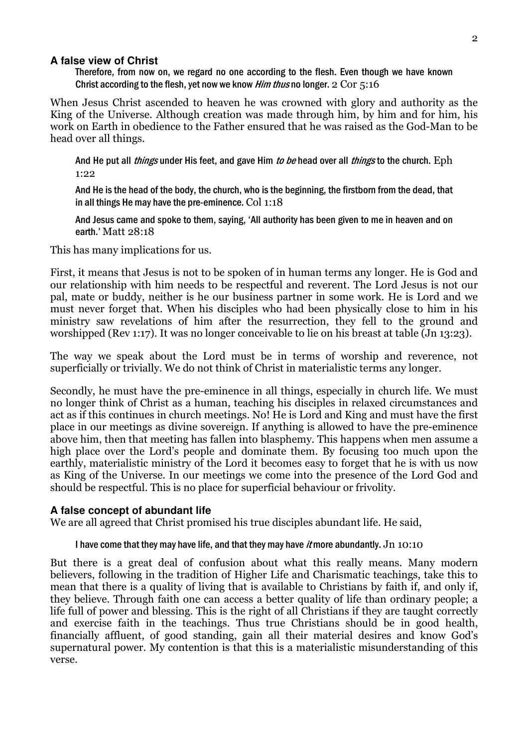### A false view of Christ

> Therefore, from now on, we regard no one according to the flesh. Even though we have known Christ according to the flesh, yet now we know *Him thus* no longer. 2 Cor 5:16

When Jesus Christ ascended to heaven he was crowned with glory and authority as the King of the Universe. Although creation was made through him, by him and for him, his work on Earth in obedience to the Father ensured that he was raised as the God-Man to be head over all things.

> And He put all *things* under His feet, and gave Him *to be* head over all *things* to the church. Eph 1:22
>
> And He is the head of the body, the church, who is the beginning, the firstborn from the dead, that in all things He may have the pre-eminence. Col 1:18
>
> And Jesus came and spoke to them, saying, 'All authority has been given to me in heaven and on earth.' Matt 28:18

This has many implications for us.

First, it means that Jesus is not to be spoken of in human terms any longer. He is God and our relationship with him needs to be respectful and reverent. The Lord Jesus is not our pal, mate or buddy, neither is he our business partner in some work. He is Lord and we must never forget that. When his disciples who had been physically close to him in his ministry saw revelations of him after the resurrection, they fell to the ground and worshipped (Rev 1:17). It was no longer conceivable to lie on his breast at table (Jn 13:23).

The way we speak about the Lord must be in terms of worship and reverence, not superficially or trivially. We do not think of Christ in materialistic terms any longer.

Secondly, he must have the pre-eminence in all things, especially in church life. We must no longer think of Christ as a human, teaching his disciples in relaxed circumstances and act as if this continues in church meetings. No! He is Lord and King and must have the first place in our meetings as divine sovereign. If anything is allowed to have the pre-eminence above him, then that meeting has fallen into blasphemy. This happens when men assume a high place over the Lord's people and dominate them. By focusing too much upon the earthly, materialistic ministry of the Lord it becomes easy to forget that he is with us now as King of the Universe. In our meetings we come into the presence of the Lord God and should be respectful. This is no place for superficial behaviour or frivolity.

### A false concept of abundant life

We are all agreed that Christ promised his true disciples abundant life. He said,

> I have come that they may have life, and that they may have *it* more abundantly. Jn 10:10

But there is a great deal of confusion about what this really means. Many modern believers, following in the tradition of Higher Life and Charismatic teachings, take this to mean that there is a quality of living that is available to Christians by faith if, and only if, they believe. Through faith one can access a better quality of life than ordinary people; a life full of power and blessing. This is the right of all Christians if they are taught correctly and exercise faith in the teachings. Thus true Christians should be in good health, financially affluent, of good standing, gain all their material desires and know God's supernatural power. My contention is that this is a materialistic misunderstanding of this verse.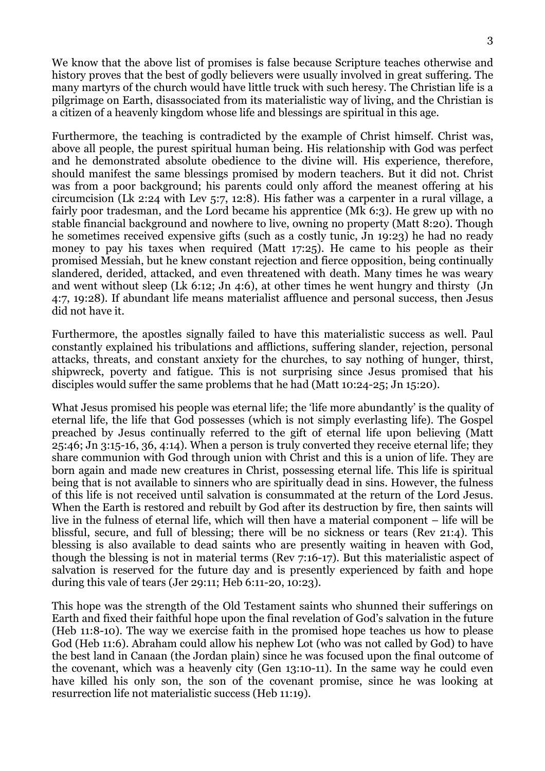We know that the above list of promises is false because Scripture teaches otherwise and history proves that the best of godly believers were usually involved in great suffering. The many martyrs of the church would have little truck with such heresy. The Christian life is a pilgrimage on Earth, disassociated from its materialistic way of living, and the Christian is a citizen of a heavenly kingdom whose life and blessings are spiritual in this age.

Furthermore, the teaching is contradicted by the example of Christ himself. Christ was, above all people, the purest spiritual human being. His relationship with God was perfect and he demonstrated absolute obedience to the divine will. His experience, therefore, should manifest the same blessings promised by modern teachers. But it did not. Christ was from a poor background; his parents could only afford the meanest offering at his circumcision (Lk 2:24 with Lev 5:7, 12:8). His father was a carpenter in a rural village, a fairly poor tradesman, and the Lord became his apprentice (Mk 6:3). He grew up with no stable financial background and nowhere to live, owning no property (Matt 8:20). Though he sometimes received expensive gifts (such as a costly tunic, Jn 19:23) he had no ready money to pay his taxes when required (Matt 17:25). He came to his people as their promised Messiah, but he knew constant rejection and fierce opposition, being continually slandered, derided, attacked, and even threatened with death. Many times he was weary and went without sleep (Lk 6:12; Jn 4:6), at other times he went hungry and thirsty (Jn 4:7, 19:28). If abundant life means materialist affluence and personal success, then Jesus did not have it.

Furthermore, the apostles signally failed to have this materialistic success as well. Paul constantly explained his tribulations and afflictions, suffering slander, rejection, personal attacks, threats, and constant anxiety for the churches, to say nothing of hunger, thirst, shipwreck, poverty and fatigue. This is not surprising since Jesus promised that his disciples would suffer the same problems that he had (Matt 10:24-25; Jn 15:20).

What Jesus promised his people was eternal life; the 'life more abundantly' is the quality of eternal life, the life that God possesses (which is not simply everlasting life). The Gospel preached by Jesus continually referred to the gift of eternal life upon believing (Matt 25:46; Jn 3:15-16, 36, 4:14). When a person is truly converted they receive eternal life; they share communion with God through union with Christ and this is a union of life. They are born again and made new creatures in Christ, possessing eternal life. This life is spiritual being that is not available to sinners who are spiritually dead in sins. However, the fulness of this life is not received until salvation is consummated at the return of the Lord Jesus. When the Earth is restored and rebuilt by God after its destruction by fire, then saints will live in the fulness of eternal life, which will then have a material component – life will be blissful, secure, and full of blessing; there will be no sickness or tears (Rev 21:4). This blessing is also available to dead saints who are presently waiting in heaven with God, though the blessing is not in material terms (Rev 7:16-17). But this materialistic aspect of salvation is reserved for the future day and is presently experienced by faith and hope during this vale of tears (Jer 29:11; Heb 6:11-20, 10:23).

This hope was the strength of the Old Testament saints who shunned their sufferings on Earth and fixed their faithful hope upon the final revelation of God's salvation in the future (Heb 11:8-10). The way we exercise faith in the promised hope teaches us how to please God (Heb 11:6). Abraham could allow his nephew Lot (who was not called by God) to have the best land in Canaan (the Jordan plain) since he was focused upon the final outcome of the covenant, which was a heavenly city (Gen 13:10-11). In the same way he could even have killed his only son, the son of the covenant promise, since he was looking at resurrection life not materialistic success (Heb 11:19).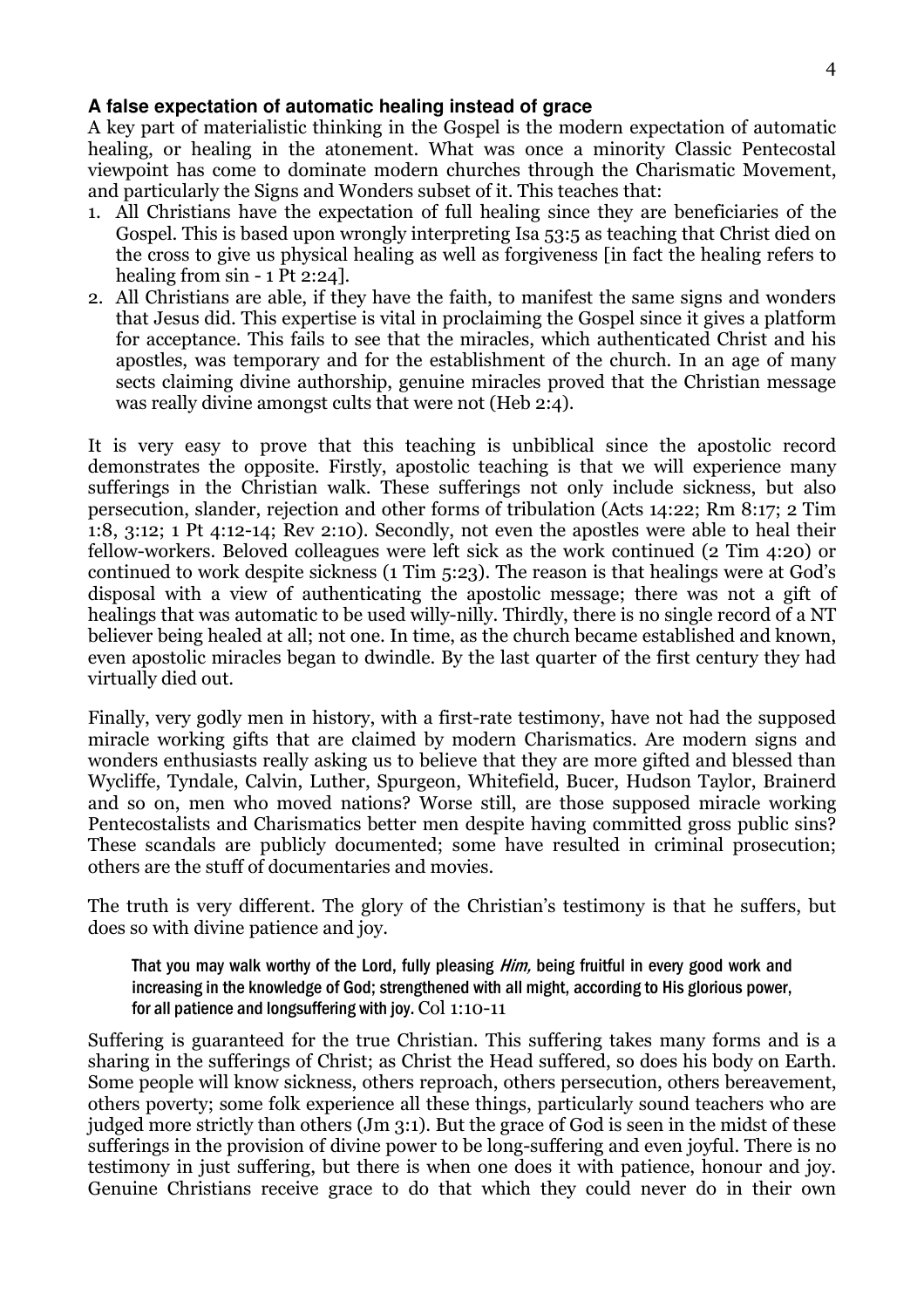### A false expectation of automatic healing instead of grace

A key part of materialistic thinking in the Gospel is the modern expectation of automatic healing, or healing in the atonement. What was once a minority Classic Pentecostal viewpoint has come to dominate modern churches through the Charismatic Movement, and particularly the Signs and Wonders subset of it. This teaches that:

1. All Christians have the expectation of full healing since they are beneficiaries of the Gospel. This is based upon wrongly interpreting Isa 53:5 as teaching that Christ died on the cross to give us physical healing as well as forgiveness [in fact the healing refers to healing from sin - 1 Pt 2:24].
2. All Christians are able, if they have the faith, to manifest the same signs and wonders that Jesus did. This expertise is vital in proclaiming the Gospel since it gives a platform for acceptance. This fails to see that the miracles, which authenticated Christ and his apostles, was temporary and for the establishment of the church. In an age of many sects claiming divine authorship, genuine miracles proved that the Christian message was really divine amongst cults that were not (Heb 2:4).

It is very easy to prove that this teaching is unbiblical since the apostolic record demonstrates the opposite. Firstly, apostolic teaching is that we will experience many sufferings in the Christian walk. These sufferings not only include sickness, but also persecution, slander, rejection and other forms of tribulation (Acts 14:22; Rm 8:17; 2 Tim 1:8, 3:12; 1 Pt 4:12-14; Rev 2:10). Secondly, not even the apostles were able to heal their fellow-workers. Beloved colleagues were left sick as the work continued (2 Tim 4:20) or continued to work despite sickness (1 Tim 5:23). The reason is that healings were at God's disposal with a view of authenticating the apostolic message; there was not a gift of healings that was automatic to be used willy-nilly. Thirdly, there is no single record of a NT believer being healed at all; not one. In time, as the church became established and known, even apostolic miracles began to dwindle. By the last quarter of the first century they had virtually died out.

Finally, very godly men in history, with a first-rate testimony, have not had the supposed miracle working gifts that are claimed by modern Charismatics. Are modern signs and wonders enthusiasts really asking us to believe that they are more gifted and blessed than Wycliffe, Tyndale, Calvin, Luther, Spurgeon, Whitefield, Bucer, Hudson Taylor, Brainerd and so on, men who moved nations? Worse still, are those supposed miracle working Pentecostalists and Charismatics better men despite having committed gross public sins? These scandals are publicly documented; some have resulted in criminal prosecution; others are the stuff of documentaries and movies.

The truth is very different. The glory of the Christian's testimony is that he suffers, but does so with divine patience and joy.

> That you may walk worthy of the Lord, fully pleasing *Him,* being fruitful in every good work and increasing in the knowledge of God; strengthened with all might, according to His glorious power, for all patience and longsuffering with joy. Col 1:10-11

Suffering is guaranteed for the true Christian. This suffering takes many forms and is a sharing in the sufferings of Christ; as Christ the Head suffered, so does his body on Earth. Some people will know sickness, others reproach, others persecution, others bereavement, others poverty; some folk experience all these things, particularly sound teachers who are judged more strictly than others (Jm 3:1). But the grace of God is seen in the midst of these sufferings in the provision of divine power to be long-suffering and even joyful. There is no testimony in just suffering, but there is when one does it with patience, honour and joy. Genuine Christians receive grace to do that which they could never do in their own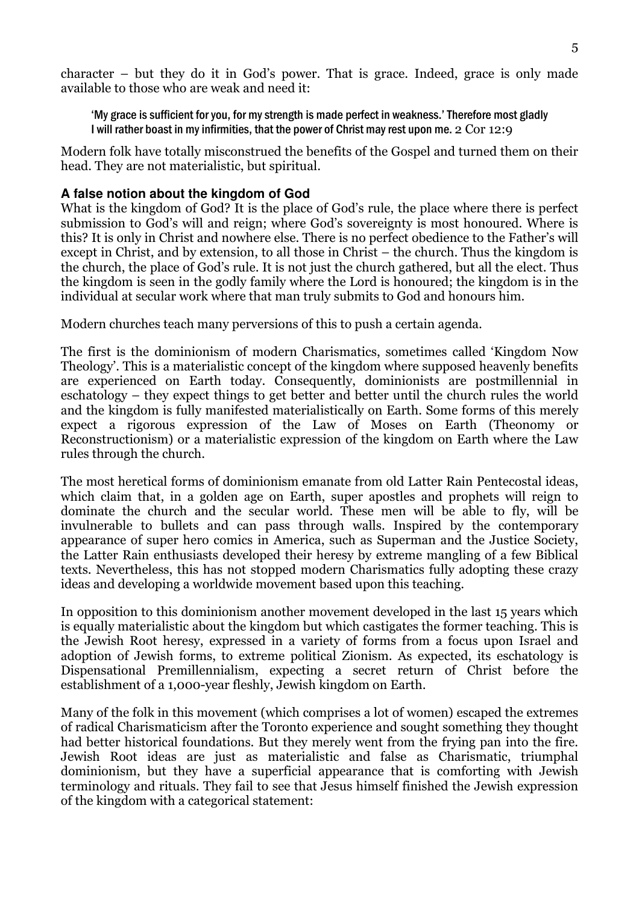character – but they do it in God's power. That is grace. Indeed, grace is only made available to those who are weak and need it:

> 'My grace is sufficient for you, for my strength is made perfect in weakness.' Therefore most gladly I will rather boast in my infirmities, that the power of Christ may rest upon me. 2 Cor 12:9

Modern folk have totally misconstrued the benefits of the Gospel and turned them on their head. They are not materialistic, but spiritual.

### A false notion about the kingdom of God

What is the kingdom of God? It is the place of God's rule, the place where there is perfect submission to God's will and reign; where God's sovereignty is most honoured. Where is this? It is only in Christ and nowhere else. There is no perfect obedience to the Father's will except in Christ, and by extension, to all those in Christ – the church. Thus the kingdom is the church, the place of God's rule. It is not just the church gathered, but all the elect. Thus the kingdom is seen in the godly family where the Lord is honoured; the kingdom is in the individual at secular work where that man truly submits to God and honours him.

Modern churches teach many perversions of this to push a certain agenda.

The first is the dominionism of modern Charismatics, sometimes called 'Kingdom Now Theology'. This is a materialistic concept of the kingdom where supposed heavenly benefits are experienced on Earth today. Consequently, dominionists are postmillennial in eschatology – they expect things to get better and better until the church rules the world and the kingdom is fully manifested materialistically on Earth. Some forms of this merely expect a rigorous expression of the Law of Moses on Earth (Theonomy or Reconstructionism) or a materialistic expression of the kingdom on Earth where the Law rules through the church.

The most heretical forms of dominionism emanate from old Latter Rain Pentecostal ideas, which claim that, in a golden age on Earth, super apostles and prophets will reign to dominate the church and the secular world. These men will be able to fly, will be invulnerable to bullets and can pass through walls. Inspired by the contemporary appearance of super hero comics in America, such as Superman and the Justice Society, the Latter Rain enthusiasts developed their heresy by extreme mangling of a few Biblical texts. Nevertheless, this has not stopped modern Charismatics fully adopting these crazy ideas and developing a worldwide movement based upon this teaching.

In opposition to this dominionism another movement developed in the last 15 years which is equally materialistic about the kingdom but which castigates the former teaching. This is the Jewish Root heresy, expressed in a variety of forms from a focus upon Israel and adoption of Jewish forms, to extreme political Zionism. As expected, its eschatology is Dispensational Premillennialism, expecting a secret return of Christ before the establishment of a 1,000-year fleshly, Jewish kingdom on Earth.

Many of the folk in this movement (which comprises a lot of women) escaped the extremes of radical Charismaticism after the Toronto experience and sought something they thought had better historical foundations. But they merely went from the frying pan into the fire. Jewish Root ideas are just as materialistic and false as Charismatic, triumphal dominionism, but they have a superficial appearance that is comforting with Jewish terminology and rituals. They fail to see that Jesus himself finished the Jewish expression of the kingdom with a categorical statement: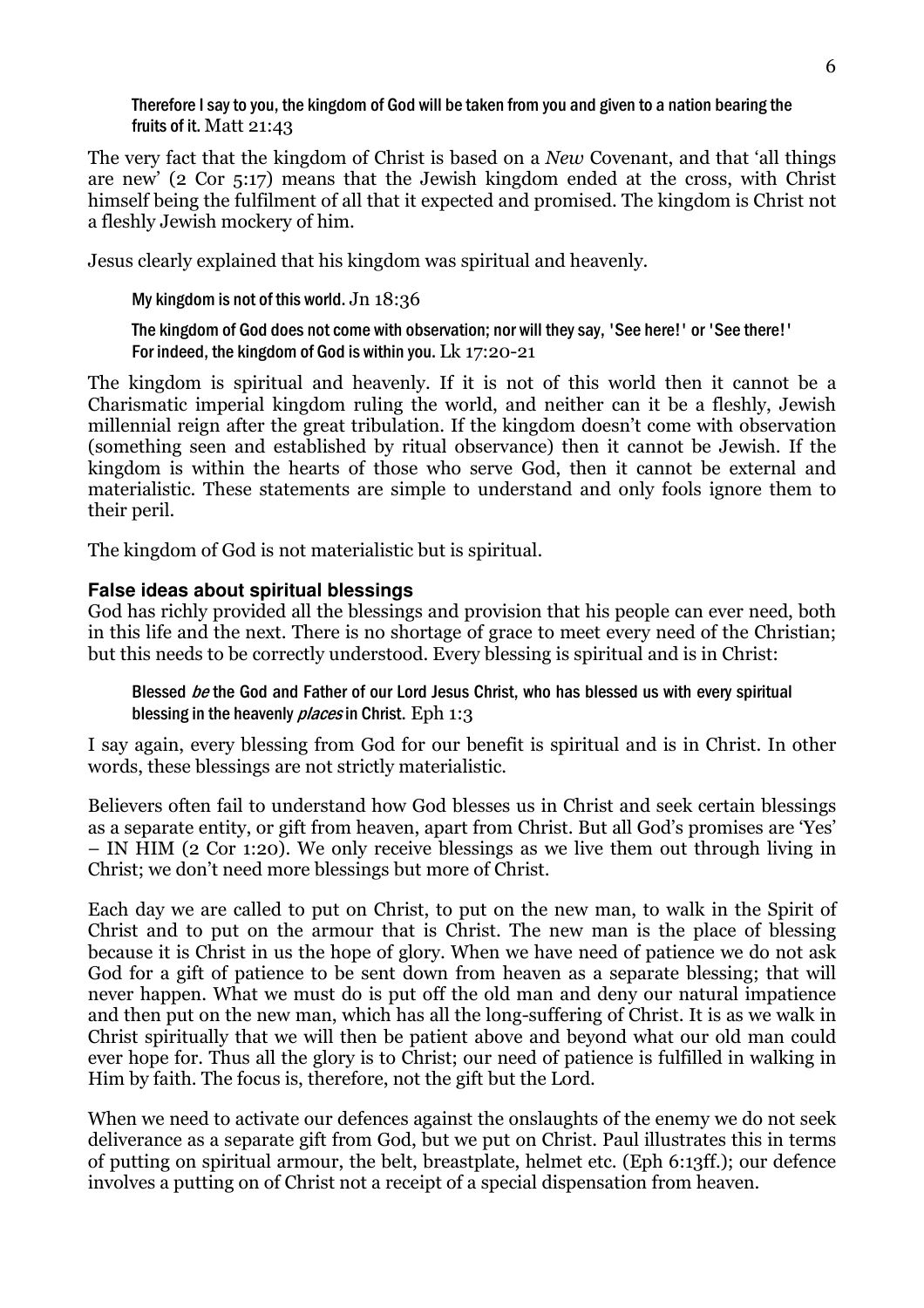> Therefore I say to you, the kingdom of God will be taken from you and given to a nation bearing the fruits of it. Matt 21:43

The very fact that the kingdom of Christ is based on a *New* Covenant, and that 'all things are new' (2 Cor 5:17) means that the Jewish kingdom ended at the cross, with Christ himself being the fulfilment of all that it expected and promised. The kingdom is Christ not a fleshly Jewish mockery of him.

Jesus clearly explained that his kingdom was spiritual and heavenly.

> My kingdom is not of this world. Jn 18:36
>
> The kingdom of God does not come with observation; nor will they say, 'See here!' or 'See there!' For indeed, the kingdom of God is within you. Lk 17:20-21

The kingdom is spiritual and heavenly. If it is not of this world then it cannot be a Charismatic imperial kingdom ruling the world, and neither can it be a fleshly, Jewish millennial reign after the great tribulation. If the kingdom doesn't come with observation (something seen and established by ritual observance) then it cannot be Jewish. If the kingdom is within the hearts of those who serve God, then it cannot be external and materialistic. These statements are simple to understand and only fools ignore them to their peril.

The kingdom of God is not materialistic but is spiritual.

### False ideas about spiritual blessings

God has richly provided all the blessings and provision that his people can ever need, both in this life and the next. There is no shortage of grace to meet every need of the Christian; but this needs to be correctly understood. Every blessing is spiritual and is in Christ:

> Blessed *be* the God and Father of our Lord Jesus Christ, who has blessed us with every spiritual blessing in the heavenly *places* in Christ. Eph 1:3

I say again, every blessing from God for our benefit is spiritual and is in Christ. In other words, these blessings are not strictly materialistic.

Believers often fail to understand how God blesses us in Christ and seek certain blessings as a separate entity, or gift from heaven, apart from Christ. But all God's promises are 'Yes' – IN HIM (2 Cor 1:20). We only receive blessings as we live them out through living in Christ; we don't need more blessings but more of Christ.

Each day we are called to put on Christ, to put on the new man, to walk in the Spirit of Christ and to put on the armour that is Christ. The new man is the place of blessing because it is Christ in us the hope of glory. When we have need of patience we do not ask God for a gift of patience to be sent down from heaven as a separate blessing; that will never happen. What we must do is put off the old man and deny our natural impatience and then put on the new man, which has all the long-suffering of Christ. It is as we walk in Christ spiritually that we will then be patient above and beyond what our old man could ever hope for. Thus all the glory is to Christ; our need of patience is fulfilled in walking in Him by faith. The focus is, therefore, not the gift but the Lord.

When we need to activate our defences against the onslaughts of the enemy we do not seek deliverance as a separate gift from God, but we put on Christ. Paul illustrates this in terms of putting on spiritual armour, the belt, breastplate, helmet etc. (Eph 6:13ff.); our defence involves a putting on of Christ not a receipt of a special dispensation from heaven.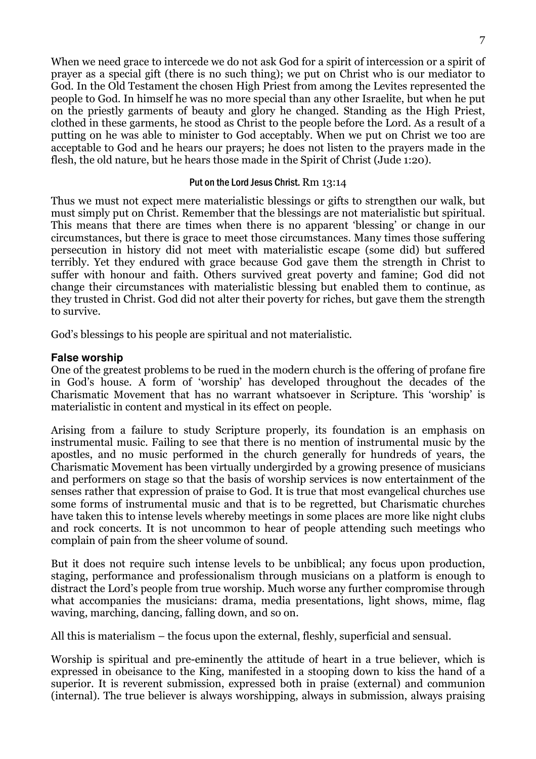When we need grace to intercede we do not ask God for a spirit of intercession or a spirit of prayer as a special gift (there is no such thing); we put on Christ who is our mediator to God. In the Old Testament the chosen High Priest from among the Levites represented the people to God. In himself he was no more special than any other Israelite, but when he put on the priestly garments of beauty and glory he changed. Standing as the High Priest, clothed in these garments, he stood as Christ to the people before the Lord. As a result of a putting on he was able to minister to God acceptably. When we put on Christ we too are acceptable to God and he hears our prayers; he does not listen to the prayers made in the flesh, the old nature, but he hears those made in the Spirit of Christ (Jude 1:20).

<center>Put on the Lord Jesus Christ. Rm 13:14</center>

Thus we must not expect mere materialistic blessings or gifts to strengthen our walk, but must simply put on Christ. Remember that the blessings are not materialistic but spiritual. This means that there are times when there is no apparent 'blessing' or change in our circumstances, but there is grace to meet those circumstances. Many times those suffering persecution in history did not meet with materialistic escape (some did) but suffered terribly. Yet they endured with grace because God gave them the strength in Christ to suffer with honour and faith. Others survived great poverty and famine; God did not change their circumstances with materialistic blessing but enabled them to continue, as they trusted in Christ. God did not alter their poverty for riches, but gave them the strength to survive.

God's blessings to his people are spiritual and not materialistic.

### False worship

One of the greatest problems to be rued in the modern church is the offering of profane fire in God's house. A form of 'worship' has developed throughout the decades of the Charismatic Movement that has no warrant whatsoever in Scripture. This 'worship' is materialistic in content and mystical in its effect on people.

Arising from a failure to study Scripture properly, its foundation is an emphasis on instrumental music. Failing to see that there is no mention of instrumental music by the apostles, and no music performed in the church generally for hundreds of years, the Charismatic Movement has been virtually undergirded by a growing presence of musicians and performers on stage so that the basis of worship services is now entertainment of the senses rather that expression of praise to God. It is true that most evangelical churches use some forms of instrumental music and that is to be regretted, but Charismatic churches have taken this to intense levels whereby meetings in some places are more like night clubs and rock concerts. It is not uncommon to hear of people attending such meetings who complain of pain from the sheer volume of sound.

But it does not require such intense levels to be unbiblical; any focus upon production, staging, performance and professionalism through musicians on a platform is enough to distract the Lord's people from true worship. Much worse any further compromise through what accompanies the musicians: drama, media presentations, light shows, mime, flag waving, marching, dancing, falling down, and so on.

All this is materialism – the focus upon the external, fleshly, superficial and sensual.

Worship is spiritual and pre-eminently the attitude of heart in a true believer, which is expressed in obeisance to the King, manifested in a stooping down to kiss the hand of a superior. It is reverent submission, expressed both in praise (external) and communion (internal). The true believer is always worshipping, always in submission, always praising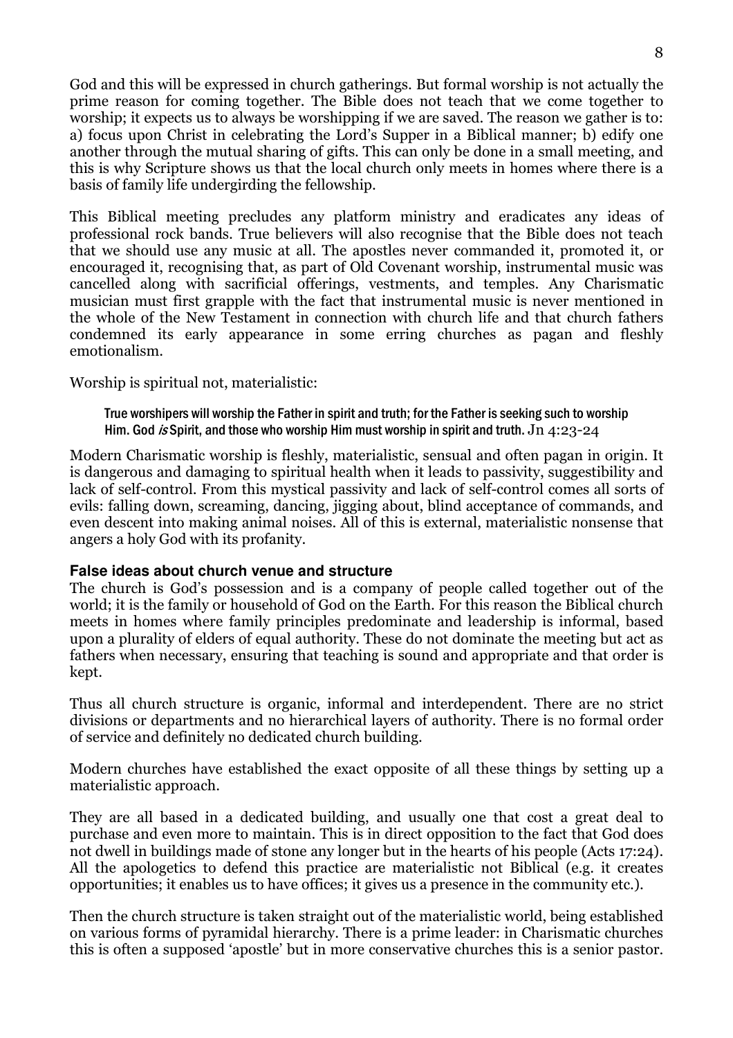God and this will be expressed in church gatherings. But formal worship is not actually the prime reason for coming together. The Bible does not teach that we come together to worship; it expects us to always be worshipping if we are saved. The reason we gather is to: a) focus upon Christ in celebrating the Lord's Supper in a Biblical manner; b) edify one another through the mutual sharing of gifts. This can only be done in a small meeting, and this is why Scripture shows us that the local church only meets in homes where there is a basis of family life undergirding the fellowship.

This Biblical meeting precludes any platform ministry and eradicates any ideas of professional rock bands. True believers will also recognise that the Bible does not teach that we should use any music at all. The apostles never commanded it, promoted it, or encouraged it, recognising that, as part of Old Covenant worship, instrumental music was cancelled along with sacrificial offerings, vestments, and temples. Any Charismatic musician must first grapple with the fact that instrumental music is never mentioned in the whole of the New Testament in connection with church life and that church fathers condemned its early appearance in some erring churches as pagan and fleshly emotionalism.

Worship is spiritual not, materialistic:

> True worshipers will worship the Father in spirit and truth; for the Father is seeking such to worship Him. God *is* Spirit, and those who worship Him must worship in spirit and truth. Jn 4:23-24

Modern Charismatic worship is fleshly, materialistic, sensual and often pagan in origin. It is dangerous and damaging to spiritual health when it leads to passivity, suggestibility and lack of self-control. From this mystical passivity and lack of self-control comes all sorts of evils: falling down, screaming, dancing, jigging about, blind acceptance of commands, and even descent into making animal noises. All of this is external, materialistic nonsense that angers a holy God with its profanity.

### False ideas about church venue and structure

The church is God's possession and is a company of people called together out of the world; it is the family or household of God on the Earth. For this reason the Biblical church meets in homes where family principles predominate and leadership is informal, based upon a plurality of elders of equal authority. These do not dominate the meeting but act as fathers when necessary, ensuring that teaching is sound and appropriate and that order is kept.

Thus all church structure is organic, informal and interdependent. There are no strict divisions or departments and no hierarchical layers of authority. There is no formal order of service and definitely no dedicated church building.

Modern churches have established the exact opposite of all these things by setting up a materialistic approach.

They are all based in a dedicated building, and usually one that cost a great deal to purchase and even more to maintain. This is in direct opposition to the fact that God does not dwell in buildings made of stone any longer but in the hearts of his people (Acts 17:24). All the apologetics to defend this practice are materialistic not Biblical (e.g. it creates opportunities; it enables us to have offices; it gives us a presence in the community etc.).

Then the church structure is taken straight out of the materialistic world, being established on various forms of pyramidal hierarchy. There is a prime leader: in Charismatic churches this is often a supposed 'apostle' but in more conservative churches this is a senior pastor.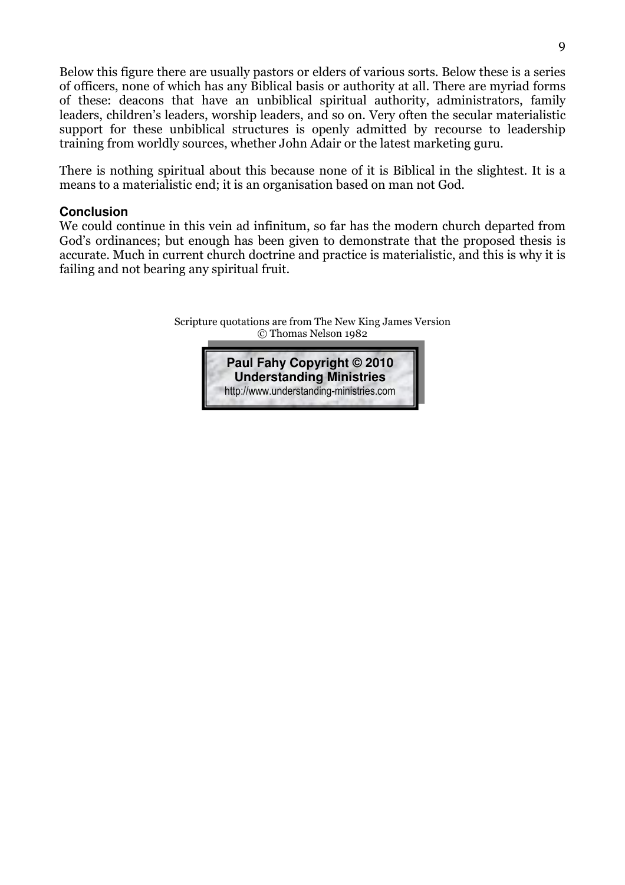Below this figure there are usually pastors or elders of various sorts. Below these is a series of officers, none of which has any Biblical basis or authority at all. There are myriad forms of these: deacons that have an unbiblical spiritual authority, administrators, family leaders, children's leaders, worship leaders, and so on. Very often the secular materialistic support for these unbiblical structures is openly admitted by recourse to leadership training from worldly sources, whether John Adair or the latest marketing guru.

There is nothing spiritual about this because none of it is Biblical in the slightest. It is a means to a materialistic end; it is an organisation based on man not God.

## Conclusion

We could continue in this vein ad infinitum, so far has the modern church departed from God's ordinances; but enough has been given to demonstrate that the proposed thesis is accurate. Much in current church doctrine and practice is materialistic, and this is why it is failing and not bearing any spiritual fruit.

Scripture quotations are from The New King James Version
© Thomas Nelson 1982

**Paul Fahy Copyright © 2010**
**Understanding Ministries**
http://www.understanding-ministries.com